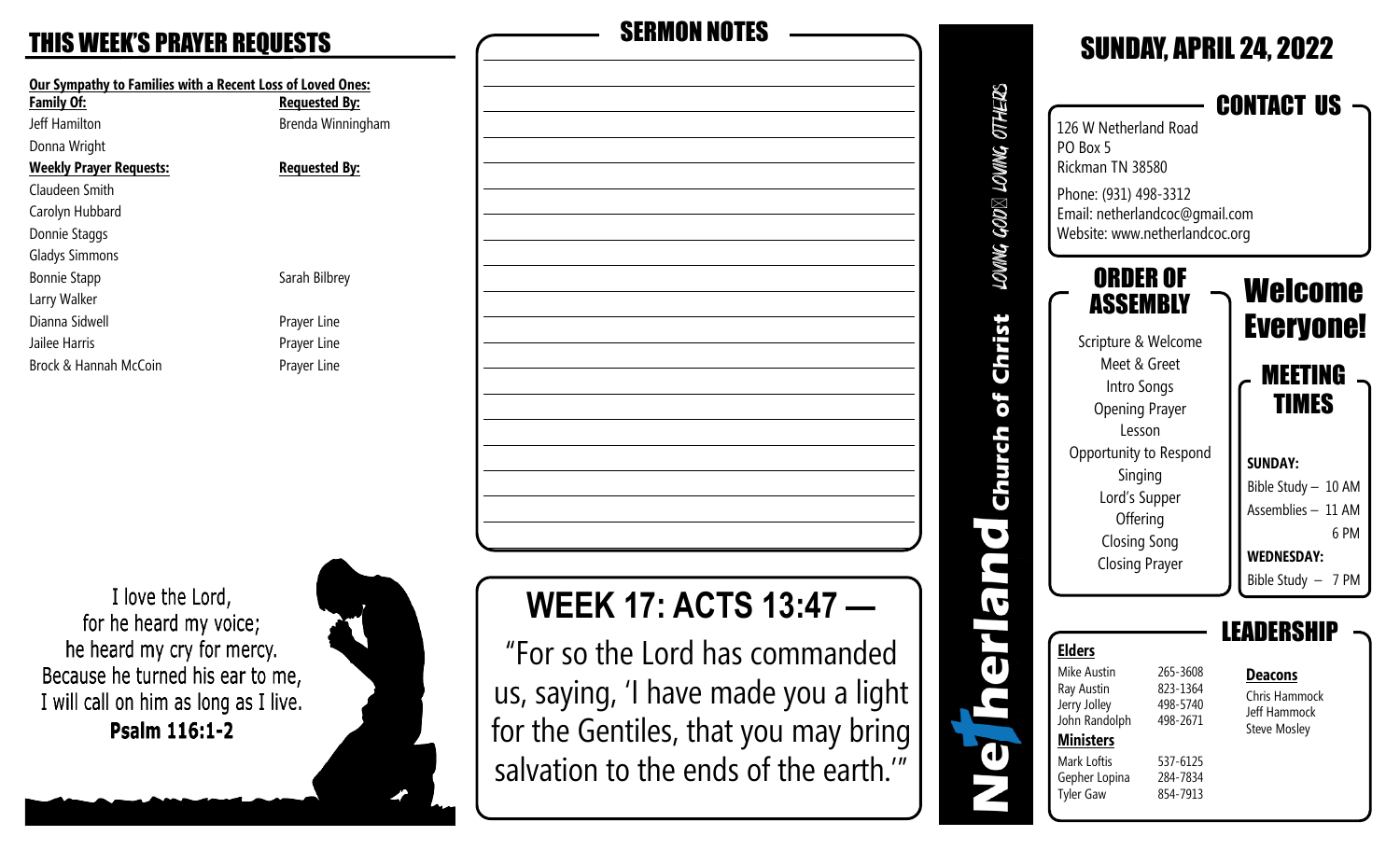## THIS WEEK'S PRAYER REQUESTS

**Our Sympathy to Families with a Recent Loss of Loved Ones:**

| Family Of: | Requested By: |
| --- | --- |
| Jeff Hamilton | Brenda Winningham |
| Donna Wright | |

| Weekly Prayer Requests: | Requested By: |
| --- | --- |
| Claudeen Smith | |
| Carolyn Hubbard | |
| Donnie Staggs | |
| Gladys Simmons | |
| Bonnie Stapp | Sarah Bilbrey |
| Larry Walker | |
| Dianna Sidwell | Prayer Line |
| Jailee Harris | Prayer Line |
| Brock & Hannah McCoin | Prayer Line |

I love the Lord,
for he heard my voice;
he heard my cry for mercy.
Because he turned his ear to me,
I will call on him as long as I live.
**Psalm 116:1-2**

## SERMON NOTES

## WEEK 17: ACTS 13:47 —

"For so the Lord has commanded us, saying, 'I have made you a light for the Gentiles, that you may bring salvation to the ends of the earth.'"

**Netherland Church of Christ** — LOVING GOD LOVING OTHERS

## SUNDAY, APRIL 24, 2022

### CONTACT US

126 W Netherland Road
PO Box 5
Rickman TN 38580

Phone: (931) 498-3312
Email: netherlandcoc@gmail.com
Website: www.netherlandcoc.org

### ORDER OF ASSEMBLY

Scripture & Welcome
Meet & Greet
Intro Songs
Opening Prayer
Lesson
Opportunity to Respond
Singing
Lord's Supper
Offering
Closing Song
Closing Prayer

### Welcome Everyone!

### MEETING TIMES

**SUNDAY:**
Bible Study – 10 AM
Assemblies – 11 AM
6 PM

**WEDNESDAY:**
Bible Study – 7 PM

### LEADERSHIP

**Elders**

| | |
| --- | --- |
| Mike Austin | 265-3608 |
| Ray Austin | 823-1364 |
| Jerry Jolley | 498-5740 |
| John Randolph | 498-2671 |

**Ministers**

| | |
| --- | --- |
| Mark Loftis | 537-6125 |
| Gepher Lopina | 284-7834 |
| Tyler Gaw | 854-7913 |

**Deacons**

Chris Hammock
Jeff Hammock
Steve Mosley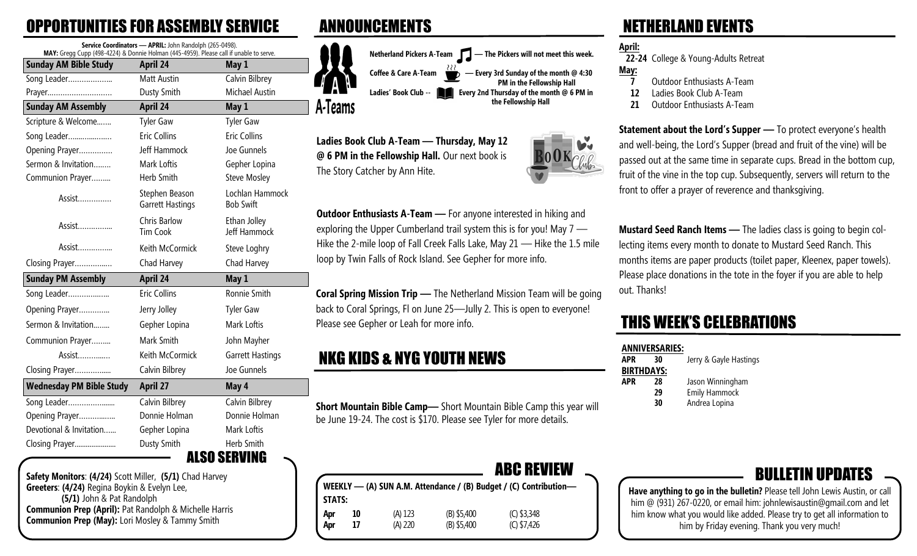# OPPORTUNITIES FOR ASSEMBLY SERVICE

**Service Coordinators — APRIL:** John Randolph (265-0498).
**MAY:** Gregg Cupp (498-4224) & Donnie Holman (445-4959). Please call if unable to serve.

| Sunday AM Bible Study | April 24 | May 1 |
|---|---|---|
| Song Leader.................. | Matt Austin | Calvin Bilbrey |
| Prayer............................ | Dusty Smith | Michael Austin |

| Sunday AM Assembly | April 24 | May 1 |
|---|---|---|
| Scripture & Welcome....... | Tyler Gaw | Tyler Gaw |
| Song Leader.................... | Eric Collins | Eric Collins |
| Opening Prayer............... | Jeff Hammock | Joe Gunnels |
| Sermon & Invitation........ | Mark Loftis | Gepher Lopina |
| Communion Prayer......... | Herb Smith | Steve Mosley |
| Assist............... | Stephen Beason<br>Garrett Hastings | Lochlan Hammock<br>Bob Swift |
| Assist............... | Chris Barlow<br>Tim Cook | Ethan Jolley<br>Jeff Hammock |
| Assist............... | Keith McCormick | Steve Loghry |
| Closing Prayer................ | Chad Harvey | Chad Harvey |

| Sunday PM Assembly | April 24 | May 1 |
|---|---|---|
| Song Leader.................. | Eric Collins | Ronnie Smith |
| Opening Prayer............. | Jerry Jolley | Tyler Gaw |
| Sermon & Invitation........ | Gepher Lopina | Mark Loftis |
| Communion Prayer......... | Mark Smith | John Mayher |
| Assist.............. | Keith McCormick | Garrett Hastings |
| Closing Prayer................ | Calvin Bilbrey | Joe Gunnels |

| Wednesday PM Bible Study | April 27 | May 4 |
|---|---|---|
| Song Leader..................... | Calvin Bilbrey | Calvin Bilbrey |
| Opening Prayer................ | Donnie Holman | Donnie Holman |
| Devotional & Invitation...... | Gepher Lopina | Mark Loftis |
| Closing Prayer..................... | Dusty Smith | Herb Smith |

## ALSO SERVING

**Safety Monitors**: **(4/24)** Scott Miller, **(5/1)** Chad Harvey
**Greeters**: **(4/24)** Regina Boykin & Evelyn Lee, **(5/1)** John & Pat Randolph
**Communion Prep (April):** Pat Randolph & Michelle Harris
**Communion Prep (May):** Lori Mosley & Tammy Smith

# ANNOUNCEMENTS

A-Teams

**Netherland Pickers A-Team — The Pickers will not meet this week.**
**Coffee & Care A-Team — Every 3rd Sunday of the month @ 4:30 PM in the Fellowship Hall**
**Ladies' Book Club -- Every 2nd Thursday of the month @ 6 PM in the Fellowship Hall**

**Ladies Book Club A-Team — Thursday, May 12 @ 6 PM in the Fellowship Hall.** Our next book is The Story Catcher by Ann Hite.

**Outdoor Enthusiasts A-Team —** For anyone interested in hiking and exploring the Upper Cumberland trail system this is for you! May 7 — Hike the 2-mile loop of Fall Creek Falls Lake, May 21 — Hike the 1.5 mile loop by Twin Falls of Rock Island. See Gepher for more info.

**Coral Spring Mission Trip —** The Netherland Mission Team will be going back to Coral Springs, Fl on June 25—Jully 2. This is open to everyone! Please see Gepher or Leah for more info.

# NKG KIDS & NYG YOUTH NEWS

**Short Mountain Bible Camp—** Short Mountain Bible Camp this year will be June 19-24. The cost is $170. Please see Tyler for more details.

## ABC REVIEW

**WEEKLY — (A) SUN A.M. Attendance / (B) Budget / (C) Contribution—**

**STATS:**

| | | | | |
|---|---|---|---|---|
| Apr | 10 | (A) 123 | (B) $5,400 | (C) $3,348 |
| Apr | 17 | (A) 220 | (B) $5,400 | (C) $7,426 |

# NETHERLAND EVENTS

**April:**
- **22-24** College & Young-Adults Retreat

**May:**
- **7** Outdoor Enthusiasts A-Team
- **12** Ladies Book Club A-Team
- **21** Outdoor Enthusiasts A-Team

**Statement about the Lord's Supper —** To protect everyone's health and well-being, the Lord's Supper (bread and fruit of the vine) will be passed out at the same time in separate cups. Bread in the bottom cup, fruit of the vine in the top cup. Subsequently, servers will return to the front to offer a prayer of reverence and thanksgiving.

**Mustard Seed Ranch Items —** The ladies class is going to begin collecting items every month to donate to Mustard Seed Ranch. This months items are paper products (toilet paper, Kleenex, paper towels). Please place donations in the tote in the foyer if you are able to help out. Thanks!

# THIS WEEK'S CELEBRATIONS

**ANNIVERSARIES:**

**APR 30** Jerry & Gayle Hastings

**BIRTHDAYS:**

**APR 28** Jason Winningham
**29** Emily Hammock
**30** Andrea Lopina

## BULLETIN UPDATES

**Have anything to go in the bulletin?** Please tell John Lewis Austin, or call him @ (931) 267-0220, or email him: johnlewisaustin@gmail.com and let him know what you would like added. Please try to get all information to him by Friday evening. Thank you very much!